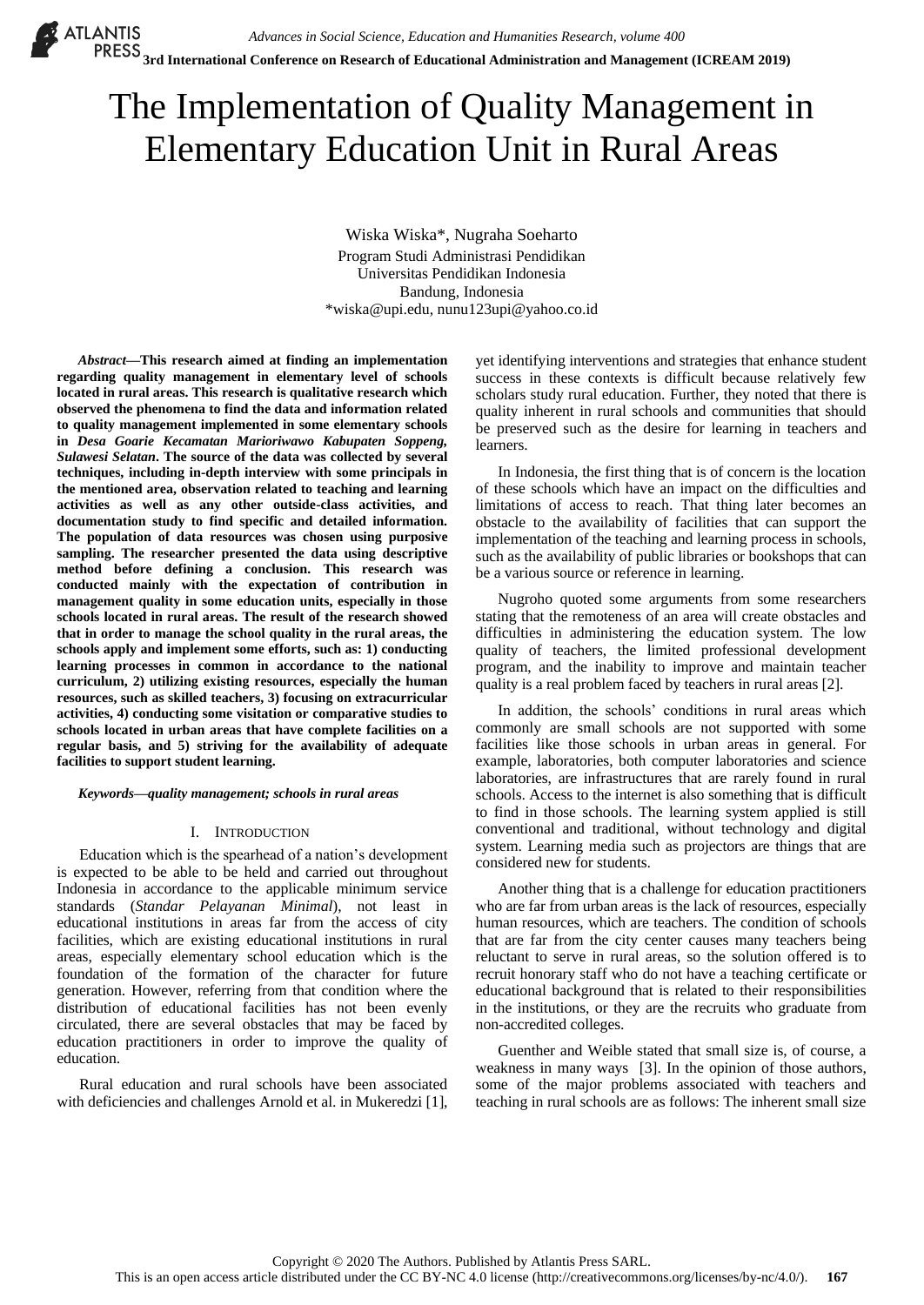# The Implementation of Quality Management in Elementary Education Unit in Rural Areas

Wiska Wiska*, Nugraha Soeharto
Program Studi Administrasi Pendidikan
Universitas Pendidikan Indonesia
Bandung, Indonesia
*wiska@upi.edu, nunu123upi@yahoo.co.id

***Abstract*—This research aimed at finding an implementation regarding quality management in elementary level of schools located in rural areas. This research is qualitative research which observed the phenomena to find the data and information related to quality management implemented in some elementary schools in *Desa Goarie Kecamatan Marioriwawo Kabupaten Soppeng, Sulawesi Selatan*. The source of the data was collected by several techniques, including in-depth interview with some principals in the mentioned area, observation related to teaching and learning activities as well as any other outside-class activities, and documentation study to find specific and detailed information. The population of data resources was chosen using purposive sampling. The researcher presented the data using descriptive method before defining a conclusion. This research was conducted mainly with the expectation of contribution in management quality in some education units, especially in those schools located in rural areas. The result of the research showed that in order to manage the school quality in the rural areas, the schools apply and implement some efforts, such as: 1) conducting learning processes in common in accordance to the national curriculum, 2) utilizing existing resources, especially the human resources, such as skilled teachers, 3) focusing on extracurricular activities, 4) conducting some visitation or comparative studies to schools located in urban areas that have complete facilities on a regular basis, and 5) striving for the availability of adequate facilities to support student learning.**

***Keywords*—*quality management; schools in rural areas***

## I. Introduction

Education which is the spearhead of a nation's development is expected to be able to be held and carried out throughout Indonesia in accordance to the applicable minimum service standards (*Standar Pelayanan Minimal*), not least in educational institutions in areas far from the access of city facilities, which are existing educational institutions in rural areas, especially elementary school education which is the foundation of the formation of the character for future generation. However, referring from that condition where the distribution of educational facilities has not been evenly circulated, there are several obstacles that may be faced by education practitioners in order to improve the quality of education.

Rural education and rural schools have been associated with deficiencies and challenges Arnold et al. in Mukeredzi [1], yet identifying interventions and strategies that enhance student success in these contexts is difficult because relatively few scholars study rural education. Further, they noted that there is quality inherent in rural schools and communities that should be preserved such as the desire for learning in teachers and learners.

In Indonesia, the first thing that is of concern is the location of these schools which have an impact on the difficulties and limitations of access to reach. That thing later becomes an obstacle to the availability of facilities that can support the implementation of the teaching and learning process in schools, such as the availability of public libraries or bookshops that can be a various source or reference in learning.

Nugroho quoted some arguments from some researchers stating that the remoteness of an area will create obstacles and difficulties in administering the education system. The low quality of teachers, the limited professional development program, and the inability to improve and maintain teacher quality is a real problem faced by teachers in rural areas [2].

In addition, the schools' conditions in rural areas which commonly are small schools are not supported with some facilities like those schools in urban areas in general. For example, laboratories, both computer laboratories and science laboratories, are infrastructures that are rarely found in rural schools. Access to the internet is also something that is difficult to find in those schools. The learning system applied is still conventional and traditional, without technology and digital system. Learning media such as projectors are things that are considered new for students.

Another thing that is a challenge for education practitioners who are far from urban areas is the lack of resources, especially human resources, which are teachers. The condition of schools that are far from the city center causes many teachers being reluctant to serve in rural areas, so the solution offered is to recruit honorary staff who do not have a teaching certificate or educational background that is related to their responsibilities in the institutions, or they are the recruits who graduate from non-accredited colleges.

Guenther and Weible stated that small size is, of course, a weakness in many ways [3]. In the opinion of those authors, some of the major problems associated with teachers and teaching in rural schools are as follows: The inherent small size

Copyright © 2020 The Authors. Published by Atlantis Press SARL.
This is an open access article distributed under the CC BY-NC 4.0 license (http://creativecommons.org/licenses/by-nc/4.0/).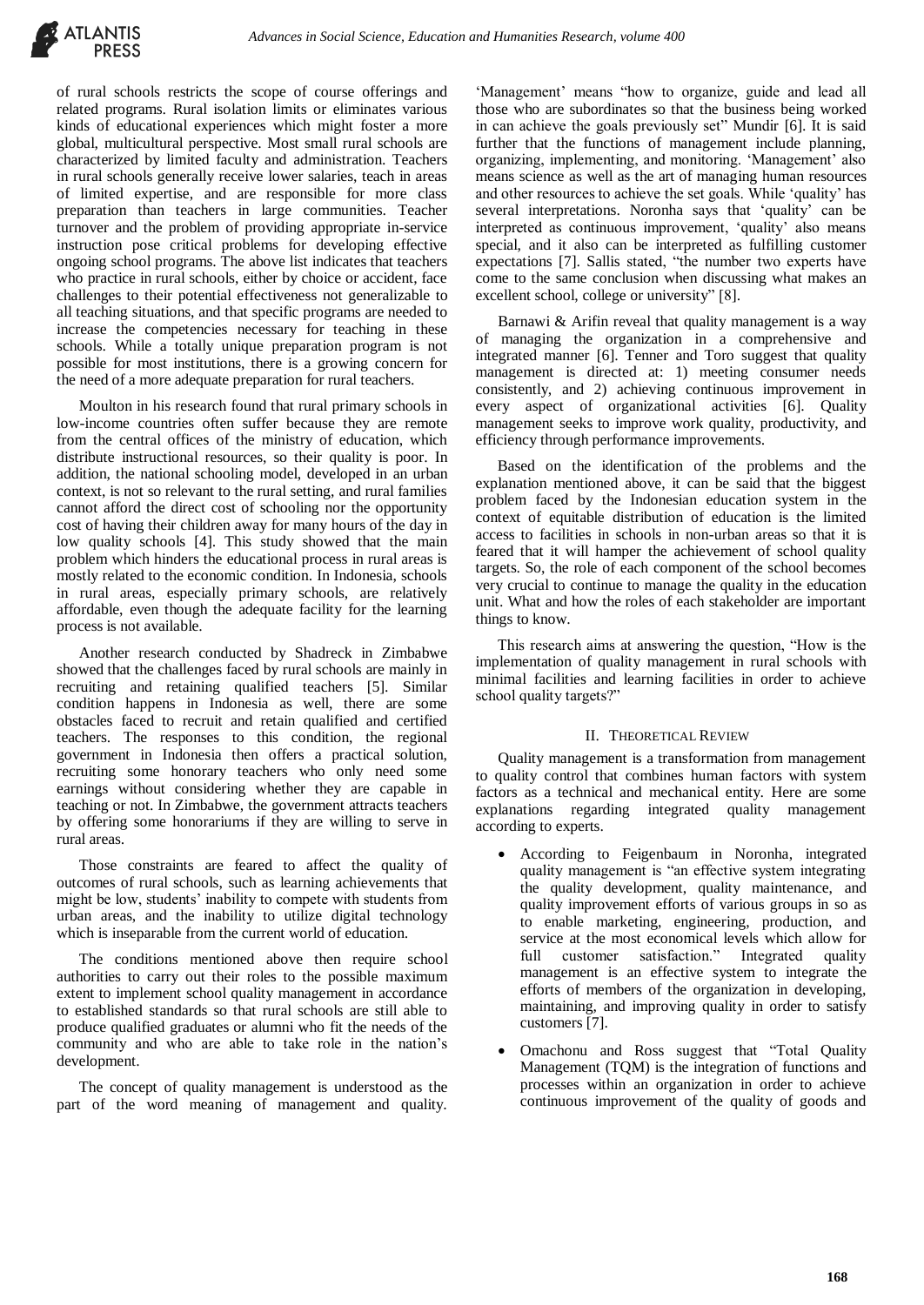of rural schools restricts the scope of course offerings and related programs. Rural isolation limits or eliminates various kinds of educational experiences which might foster a more global, multicultural perspective. Most small rural schools are characterized by limited faculty and administration. Teachers in rural schools generally receive lower salaries, teach in areas of limited expertise, and are responsible for more class preparation than teachers in large communities. Teacher turnover and the problem of providing appropriate in-service instruction pose critical problems for developing effective ongoing school programs. The above list indicates that teachers who practice in rural schools, either by choice or accident, face challenges to their potential effectiveness not generalizable to all teaching situations, and that specific programs are needed to increase the competencies necessary for teaching in these schools. While a totally unique preparation program is not possible for most institutions, there is a growing concern for the need of a more adequate preparation for rural teachers.

Moulton in his research found that rural primary schools in low-income countries often suffer because they are remote from the central offices of the ministry of education, which distribute instructional resources, so their quality is poor. In addition, the national schooling model, developed in an urban context, is not so relevant to the rural setting, and rural families cannot afford the direct cost of schooling nor the opportunity cost of having their children away for many hours of the day in low quality schools [4]. This study showed that the main problem which hinders the educational process in rural areas is mostly related to the economic condition. In Indonesia, schools in rural areas, especially primary schools, are relatively affordable, even though the adequate facility for the learning process is not available.

Another research conducted by Shadreck in Zimbabwe showed that the challenges faced by rural schools are mainly in recruiting and retaining qualified teachers [5]. Similar condition happens in Indonesia as well, there are some obstacles faced to recruit and retain qualified and certified teachers. The responses to this condition, the regional government in Indonesia then offers a practical solution, recruiting some honorary teachers who only need some earnings without considering whether they are capable in teaching or not. In Zimbabwe, the government attracts teachers by offering some honorariums if they are willing to serve in rural areas.

Those constraints are feared to affect the quality of outcomes of rural schools, such as learning achievements that might be low, students' inability to compete with students from urban areas, and the inability to utilize digital technology which is inseparable from the current world of education.

The conditions mentioned above then require school authorities to carry out their roles to the possible maximum extent to implement school quality management in accordance to established standards so that rural schools are still able to produce qualified graduates or alumni who fit the needs of the community and who are able to take role in the nation's development.

The concept of quality management is understood as the part of the word meaning of management and quality. 'Management' means "how to organize, guide and lead all those who are subordinates so that the business being worked in can achieve the goals previously set" Mundir [6]. It is said further that the functions of management include planning, organizing, implementing, and monitoring. 'Management' also means science as well as the art of managing human resources and other resources to achieve the set goals. While 'quality' has several interpretations. Noronha says that 'quality' can be interpreted as continuous improvement, 'quality' also means special, and it also can be interpreted as fulfilling customer expectations [7]. Sallis stated, "the number two experts have come to the same conclusion when discussing what makes an excellent school, college or university" [8].

Barnawi & Arifin reveal that quality management is a way of managing the organization in a comprehensive and integrated manner [6]. Tenner and Toro suggest that quality management is directed at: 1) meeting consumer needs consistently, and 2) achieving continuous improvement in every aspect of organizational activities [6]. Quality management seeks to improve work quality, productivity, and efficiency through performance improvements.

Based on the identification of the problems and the explanation mentioned above, it can be said that the biggest problem faced by the Indonesian education system in the context of equitable distribution of education is the limited access to facilities in schools in non-urban areas so that it is feared that it will hamper the achievement of school quality targets. So, the role of each component of the school becomes very crucial to continue to manage the quality in the education unit. What and how the roles of each stakeholder are important things to know.

This research aims at answering the question, "How is the implementation of quality management in rural schools with minimal facilities and learning facilities in order to achieve school quality targets?"

## II. THEORETICAL REVIEW

Quality management is a transformation from management to quality control that combines human factors with system factors as a technical and mechanical entity. Here are some explanations regarding integrated quality management according to experts.

- According to Feigenbaum in Noronha, integrated quality management is "an effective system integrating the quality development, quality maintenance, and quality improvement efforts of various groups in so as to enable marketing, engineering, production, and service at the most economical levels which allow for full customer satisfaction." Integrated quality management is an effective system to integrate the efforts of members of the organization in developing, maintaining, and improving quality in order to satisfy customers [7].
- Omachonu and Ross suggest that "Total Quality Management (TQM) is the integration of functions and processes within an organization in order to achieve continuous improvement of the quality of goods and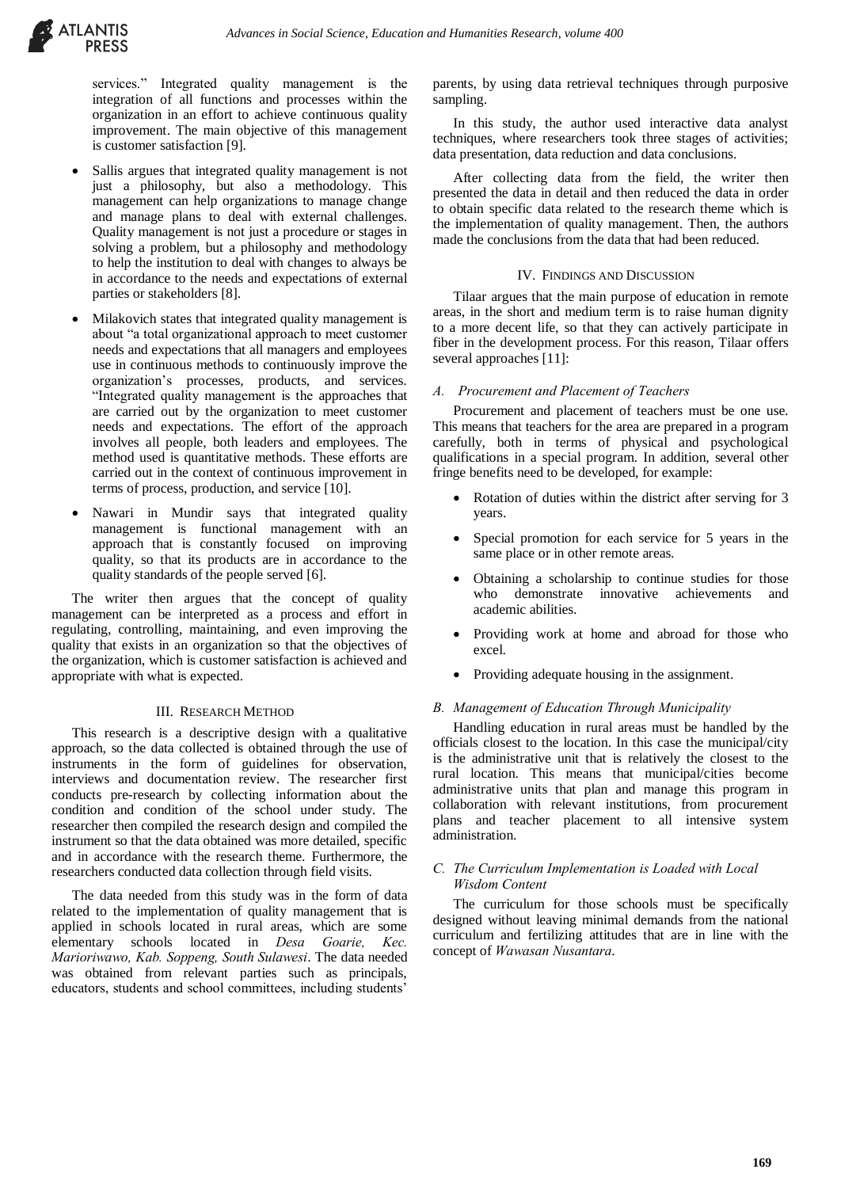services." Integrated quality management is the integration of all functions and processes within the organization in an effort to achieve continuous quality improvement. The main objective of this management is customer satisfaction [9].

- Sallis argues that integrated quality management is not just a philosophy, but also a methodology. This management can help organizations to manage change and manage plans to deal with external challenges. Quality management is not just a procedure or stages in solving a problem, but a philosophy and methodology to help the institution to deal with changes to always be in accordance to the needs and expectations of external parties or stakeholders [8].
- Milakovich states that integrated quality management is about "a total organizational approach to meet customer needs and expectations that all managers and employees use in continuous methods to continuously improve the organization's processes, products, and services. "Integrated quality management is the approaches that are carried out by the organization to meet customer needs and expectations. The effort of the approach involves all people, both leaders and employees. The method used is quantitative methods. These efforts are carried out in the context of continuous improvement in terms of process, production, and service [10].
- Nawari in Mundir says that integrated quality management is functional management with an approach that is constantly focused on improving quality, so that its products are in accordance to the quality standards of the people served [6].

The writer then argues that the concept of quality management can be interpreted as a process and effort in regulating, controlling, maintaining, and even improving the quality that exists in an organization so that the objectives of the organization, which is customer satisfaction is achieved and appropriate with what is expected.

## III. Research Method

This research is a descriptive design with a qualitative approach, so the data collected is obtained through the use of instruments in the form of guidelines for observation, interviews and documentation review. The researcher first conducts pre-research by collecting information about the condition and condition of the school under study. The researcher then compiled the research design and compiled the instrument so that the data obtained was more detailed, specific and in accordance with the research theme. Furthermore, the researchers conducted data collection through field visits.

The data needed from this study was in the form of data related to the implementation of quality management that is applied in schools located in rural areas, which are some elementary schools located in *Desa Goarie, Kec. Marioriwawo, Kab. Soppeng, South Sulawesi*. The data needed was obtained from relevant parties such as principals, educators, students and school committees, including students' parents, by using data retrieval techniques through purposive sampling.

In this study, the author used interactive data analyst techniques, where researchers took three stages of activities; data presentation, data reduction and data conclusions.

After collecting data from the field, the writer then presented the data in detail and then reduced the data in order to obtain specific data related to the research theme which is the implementation of quality management. Then, the authors made the conclusions from the data that had been reduced.

## IV. Findings and Discussion

Tilaar argues that the main purpose of education in remote areas, in the short and medium term is to raise human dignity to a more decent life, so that they can actively participate in fiber in the development process. For this reason, Tilaar offers several approaches [11]:

### *A. Procurement and Placement of Teachers*

Procurement and placement of teachers must be one use. This means that teachers for the area are prepared in a program carefully, both in terms of physical and psychological qualifications in a special program. In addition, several other fringe benefits need to be developed, for example:

- Rotation of duties within the district after serving for 3 years.
- Special promotion for each service for 5 years in the same place or in other remote areas.
- Obtaining a scholarship to continue studies for those who demonstrate innovative achievements and academic abilities.
- Providing work at home and abroad for those who excel.
- Providing adequate housing in the assignment.

### *B. Management of Education Through Municipality*

Handling education in rural areas must be handled by the officials closest to the location. In this case the municipal/city is the administrative unit that is relatively the closest to the rural location. This means that municipal/cities become administrative units that plan and manage this program in collaboration with relevant institutions, from procurement plans and teacher placement to all intensive system administration.

### *C. The Curriculum Implementation is Loaded with Local Wisdom Content*

The curriculum for those schools must be specifically designed without leaving minimal demands from the national curriculum and fertilizing attitudes that are in line with the concept of *Wawasan Nusantara*.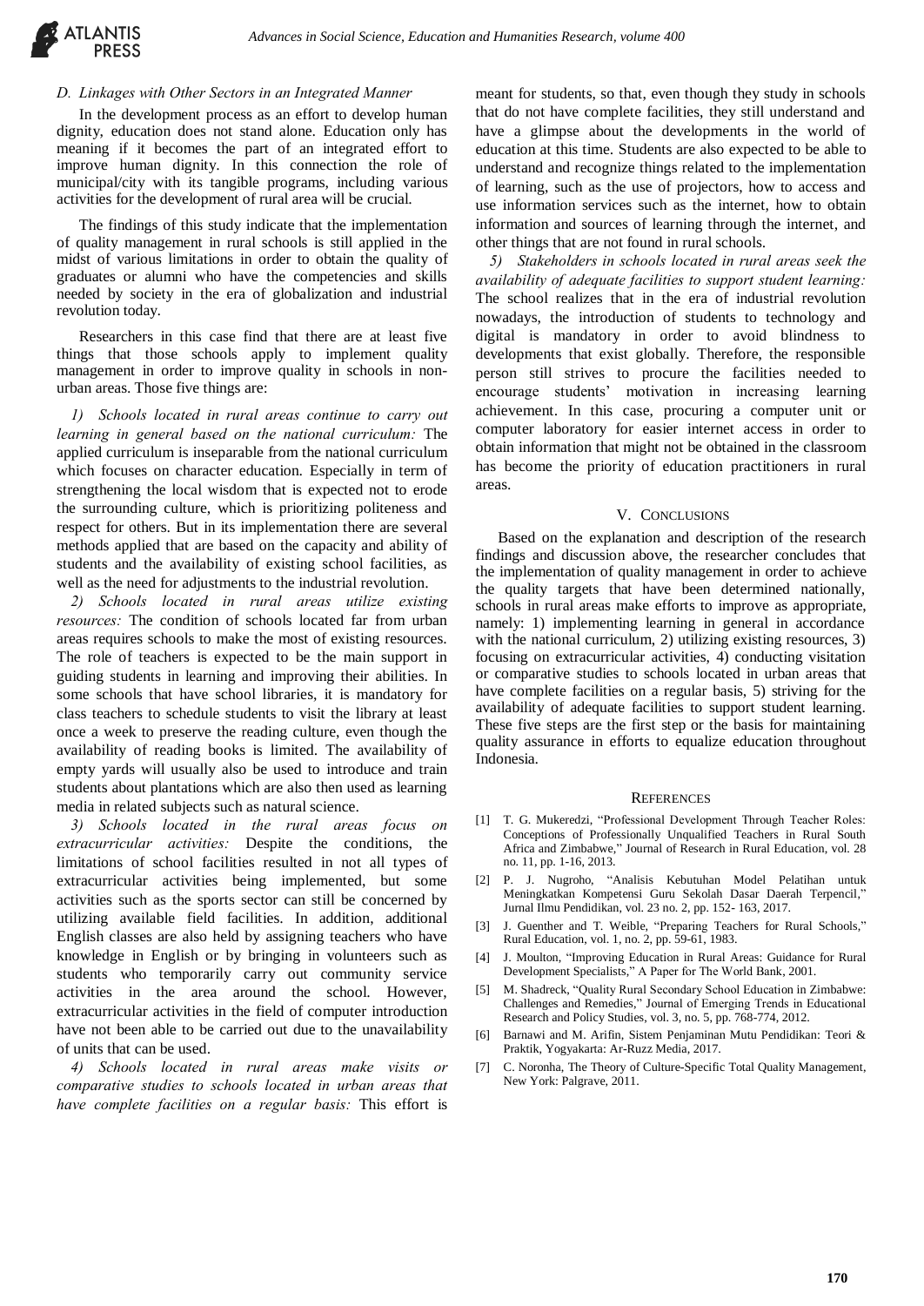### D. Linkages with Other Sectors in an Integrated Manner

In the development process as an effort to develop human dignity, education does not stand alone. Education only has meaning if it becomes the part of an integrated effort to improve human dignity. In this connection the role of municipal/city with its tangible programs, including various activities for the development of rural area will be crucial.

The findings of this study indicate that the implementation of quality management in rural schools is still applied in the midst of various limitations in order to obtain the quality of graduates or alumni who have the competencies and skills needed by society in the era of globalization and industrial revolution today.

Researchers in this case find that there are at least five things that those schools apply to implement quality management in order to improve quality in schools in non-urban areas. Those five things are:

*1) Schools located in rural areas continue to carry out learning in general based on the national curriculum:* The applied curriculum is inseparable from the national curriculum which focuses on character education. Especially in term of strengthening the local wisdom that is expected not to erode the surrounding culture, which is prioritizing politeness and respect for others. But in its implementation there are several methods applied that are based on the capacity and ability of students and the availability of existing school facilities, as well as the need for adjustments to the industrial revolution.

*2) Schools located in rural areas utilize existing resources:* The condition of schools located far from urban areas requires schools to make the most of existing resources. The role of teachers is expected to be the main support in guiding students in learning and improving their abilities. In some schools that have school libraries, it is mandatory for class teachers to schedule students to visit the library at least once a week to preserve the reading culture, even though the availability of reading books is limited. The availability of empty yards will usually also be used to introduce and train students about plantations which are also then used as learning media in related subjects such as natural science.

*3) Schools located in the rural areas focus on extracurricular activities:* Despite the conditions, the limitations of school facilities resulted in not all types of extracurricular activities being implemented, but some activities such as the sports sector can still be concerned by utilizing available field facilities. In addition, additional English classes are also held by assigning teachers who have knowledge in English or by bringing in volunteers such as students who temporarily carry out community service activities in the area around the school. However, extracurricular activities in the field of computer introduction have not been able to be carried out due to the unavailability of units that can be used.

*4) Schools located in rural areas make visits or comparative studies to schools located in urban areas that have complete facilities on a regular basis:* This effort is meant for students, so that, even though they study in schools that do not have complete facilities, they still understand and have a glimpse about the developments in the world of education at this time. Students are also expected to be able to understand and recognize things related to the implementation of learning, such as the use of projectors, how to access and use information services such as the internet, how to obtain information and sources of learning through the internet, and other things that are not found in rural schools.

*5) Stakeholders in schools located in rural areas seek the availability of adequate facilities to support student learning:* The school realizes that in the era of industrial revolution nowadays, the introduction of students to technology and digital is mandatory in order to avoid blindness to developments that exist globally. Therefore, the responsible person still strives to procure the facilities needed to encourage students' motivation in increasing learning achievement. In this case, procuring a computer unit or computer laboratory for easier internet access in order to obtain information that might not be obtained in the classroom has become the priority of education practitioners in rural areas.

## V. Conclusions

Based on the explanation and description of the research findings and discussion above, the researcher concludes that the implementation of quality management in order to achieve the quality targets that have been determined nationally, schools in rural areas make efforts to improve as appropriate, namely: 1) implementing learning in general in accordance with the national curriculum, 2) utilizing existing resources, 3) focusing on extracurricular activities, 4) conducting visitation or comparative studies to schools located in urban areas that have complete facilities on a regular basis, 5) striving for the availability of adequate facilities to support student learning. These five steps are the first step or the basis for maintaining quality assurance in efforts to equalize education throughout Indonesia.

## References

[1] T. G. Mukeredzi, "Professional Development Through Teacher Roles: Conceptions of Professionally Unqualified Teachers in Rural South Africa and Zimbabwe," Journal of Research in Rural Education, vol. 28 no. 11, pp. 1-16, 2013.

[2] P. J. Nugroho, "Analisis Kebutuhan Model Pelatihan untuk Meningkatkan Kompetensi Guru Sekolah Dasar Daerah Terpencil," Jurnal Ilmu Pendidikan, vol. 23 no. 2, pp. 152- 163, 2017.

[3] J. Guenther and T. Weible, "Preparing Teachers for Rural Schools," Rural Education, vol. 1, no. 2, pp. 59-61, 1983.

[4] J. Moulton, "Improving Education in Rural Areas: Guidance for Rural Development Specialists," A Paper for The World Bank, 2001.

[5] M. Shadreck, "Quality Rural Secondary School Education in Zimbabwe: Challenges and Remedies," Journal of Emerging Trends in Educational Research and Policy Studies, vol. 3, no. 5, pp. 768-774, 2012.

[6] Barnawi and M. Arifin, Sistem Penjaminan Mutu Pendidikan: Teori & Praktik, Yogyakarta: Ar-Ruzz Media, 2017.

[7] C. Noronha, The Theory of Culture-Specific Total Quality Management, New York: Palgrave, 2011.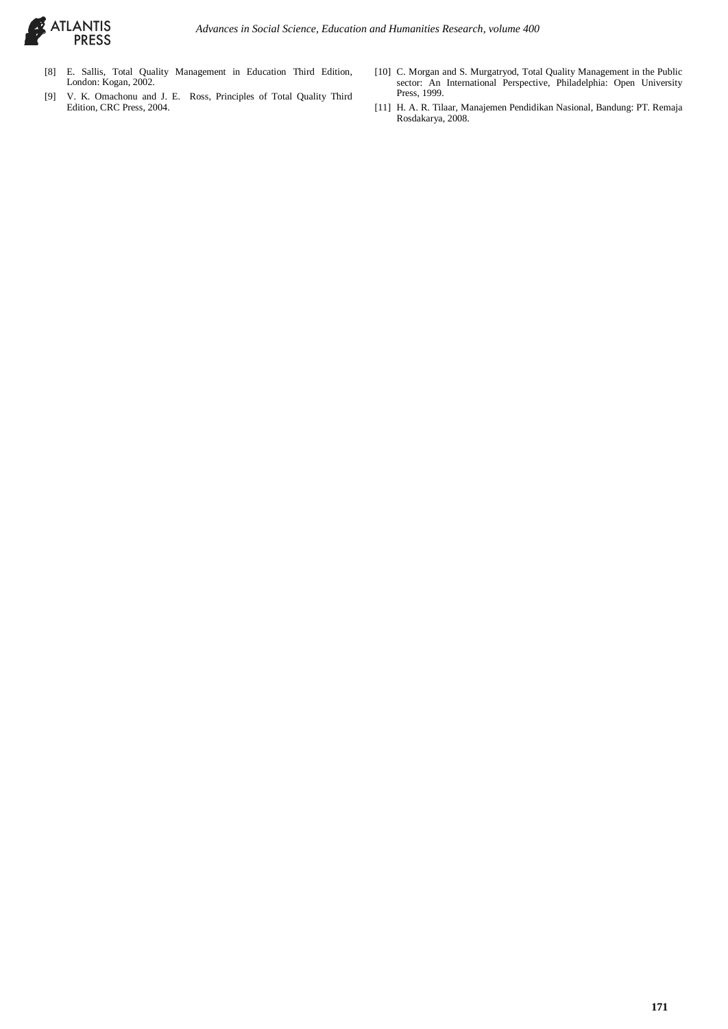[8] E. Sallis, Total Quality Management in Education Third Edition, London: Kogan, 2002.

[9] V. K. Omachonu and J. E. Ross, Principles of Total Quality Third Edition, CRC Press, 2004.

[10] C. Morgan and S. Murgatryod, Total Quality Management in the Public sector: An International Perspective, Philadelphia: Open University Press, 1999.

[11] H. A. R. Tilaar, Manajemen Pendidikan Nasional, Bandung: PT. Remaja Rosdakarya, 2008.